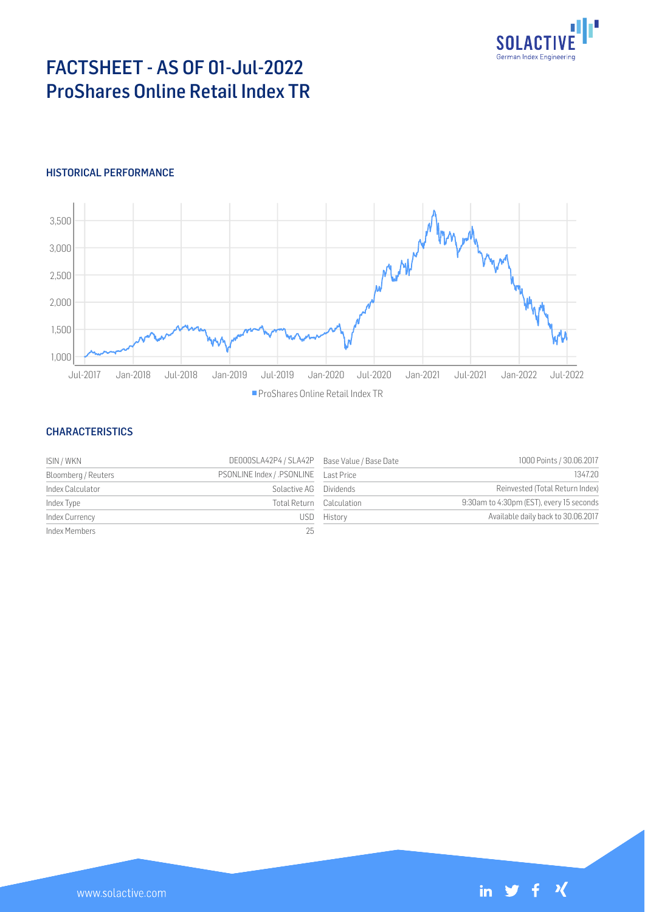# FACTSHEET - AS OF 01-Jul-2022
# ProShares Online Retail Index TR

## HISTORICAL PERFORMANCE

## CHARACTERISTICS

| | | | |
|---|---|---|---|
| ISIN / WKN | DE000SLA42P4 / SLA42P | Base Value / Base Date | 1000 Points / 30.06.2017 |
| Bloomberg / Reuters | PSONLINE Index / .PSONLINE | Last Price | 1347.20 |
| Index Calculator | Solactive AG | Dividends | Reinvested (Total Return Index) |
| Index Type | Total Return | Calculation | 9:30am to 4:30pm (EST), every 15 seconds |
| Index Currency | USD | History | Available daily back to 30.06.2017 |
| Index Members | 25 | | |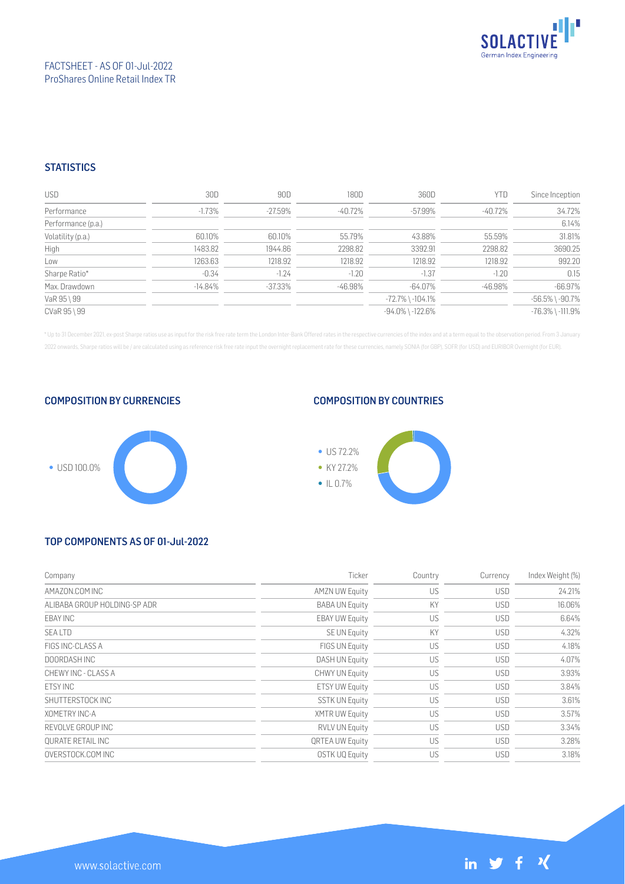FACTSHEET - AS OF 01-Jul-2022
ProShares Online Retail Index TR

## STATISTICS

| USD | 30D | 90D | 180D | 360D | YTD | Since Inception |
|---|---|---|---|---|---|---|
| Performance | -1.73% | -27.59% | -40.72% | -57.99% | -40.72% | 34.72% |
| Performance (p.a.) | | | | | | 6.14% |
| Volatility (p.a.) | 60.10% | 60.10% | 55.79% | 43.88% | 55.59% | 31.81% |
| High | 1483.82 | 1944.86 | 2298.82 | 3392.91 | 2298.82 | 3690.25 |
| Low | 1263.63 | 1218.92 | 1218.92 | 1218.92 | 1218.92 | 992.20 |
| Sharpe Ratio* | -0.34 | -1.24 | -1.20 | -1.37 | -1.20 | 0.15 |
| Max. Drawdown | -14.84% | -37.33% | -46.98% | -64.07% | -46.98% | -66.97% |
| VaR 95 \ 99 | | | | -72.7% \ -104.1% | | -56.5% \ -90.7% |
| CVaR 95 \ 99 | | | | -94.0% \ -122.6% | | -76.3% \ -111.9% |

\* Up to 31 December 2021, ex-post Sharpe ratios use as input for the risk free rate term the London Inter-Bank Offered rates in the respective currencies of the index and at a term equal to the observation period. From 3 January 2022 onwards, Sharpe ratios will be / are calculated using as reference risk free rate input the overnight replacement rate for these currencies, namely SONIA (for GBP), SOFR (for USD) and EURIBOR Overnight (for EUR).

## COMPOSITION BY CURRENCIES

- USD 100.0%

## COMPOSITION BY COUNTRIES

- US 72.2%
- KY 27.2%
- IL 0.7%

## TOP COMPONENTS AS OF 01-Jul-2022

| Company | Ticker | Country | Currency | Index Weight (%) |
|---|---|---|---|---|
| AMAZON.COM INC | AMZN UW Equity | US | USD | 24.21% |
| ALIBABA GROUP HOLDING-SP ADR | BABA UN Equity | KY | USD | 16.06% |
| EBAY INC | EBAY UW Equity | US | USD | 6.64% |
| SEA LTD | SE UN Equity | KY | USD | 4.32% |
| FIGS INC-CLASS A | FIGS UN Equity | US | USD | 4.18% |
| DOORDASH INC | DASH UN Equity | US | USD | 4.07% |
| CHEWY INC - CLASS A | CHWY UN Equity | US | USD | 3.93% |
| ETSY INC | ETSY UW Equity | US | USD | 3.84% |
| SHUTTERSTOCK INC | SSTK UN Equity | US | USD | 3.61% |
| XOMETRY INC-A | XMTR UW Equity | US | USD | 3.57% |
| REVOLVE GROUP INC | RVLV UN Equity | US | USD | 3.34% |
| QURATE RETAIL INC | QRTEA UW Equity | US | USD | 3.28% |
| OVERSTOCK.COM INC | OSTK UQ Equity | US | USD | 3.18% |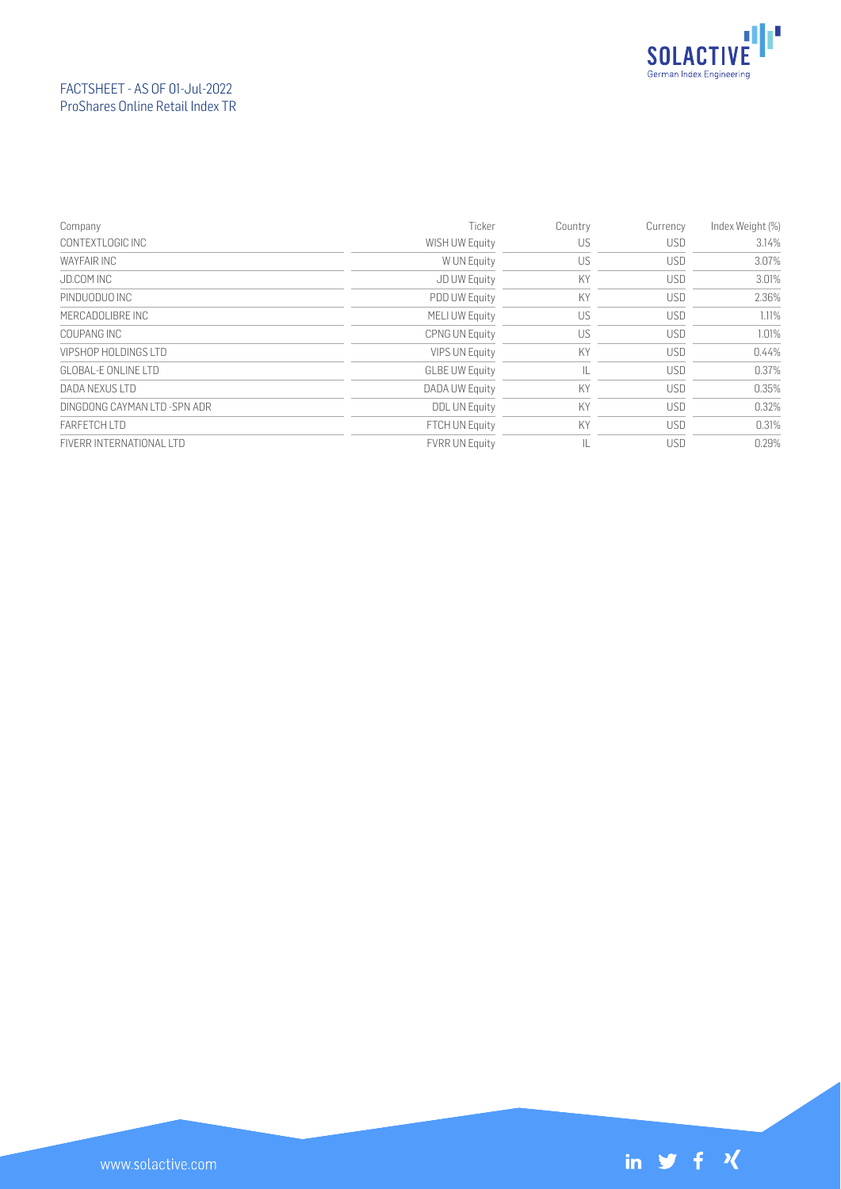| Company | Ticker | Country | Currency | Index Weight (%) |
|---|---|---|---|---|
| CONTEXTLOGIC INC | WISH UW Equity | US | USD | 3.14% |
| WAYFAIR INC | W UN Equity | US | USD | 3.07% |
| JD.COM INC | JD UW Equity | KY | USD | 3.01% |
| PINDUODUO INC | PDD UW Equity | KY | USD | 2.36% |
| MERCADOLIBRE INC | MELI UW Equity | US | USD | 1.11% |
| COUPANG INC | CPNG UN Equity | US | USD | 1.01% |
| VIPSHOP HOLDINGS LTD | VIPS UN Equity | KY | USD | 0.44% |
| GLOBAL-E ONLINE LTD | GLBE UW Equity | IL | USD | 0.37% |
| DADA NEXUS LTD | DADA UW Equity | KY | USD | 0.35% |
| DINGDONG CAYMAN LTD -SPN ADR | DDL UN Equity | KY | USD | 0.32% |
| FARFETCH LTD | FTCH UN Equity | KY | USD | 0.31% |
| FIVERR INTERNATIONAL LTD | FVRR UN Equity | IL | USD | 0.29% |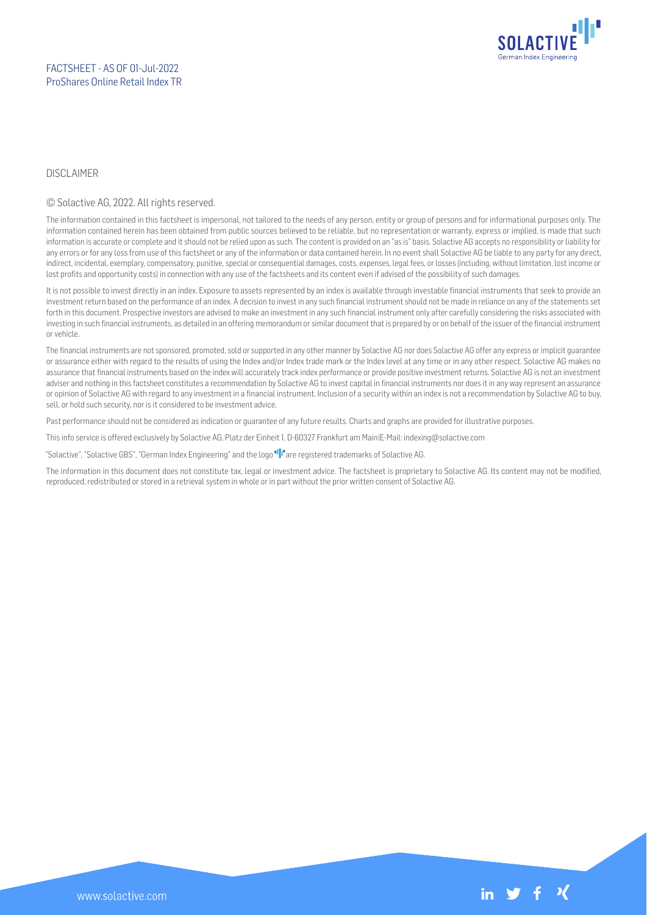FACTSHEET - AS OF 01-Jul-2022
ProShares Online Retail Index TR

## DISCLAIMER

© Solactive AG, 2022. All rights reserved.

The information contained in this factsheet is impersonal, not tailored to the needs of any person, entity or group of persons and for informational purposes only. The information contained herein has been obtained from public sources believed to be reliable, but no representation or warranty, express or implied, is made that such information is accurate or complete and it should not be relied upon as such. The content is provided on an "as is" basis. Solactive AG accepts no responsibility or liability for any errors or for any loss from use of this factsheet or any of the information or data contained herein. In no event shall Solactive AG be liable to any party for any direct, indirect, incidental, exemplary, compensatory, punitive, special or consequential damages, costs, expenses, legal fees, or losses (including, without limitation, lost income or lost profits and opportunity costs) in connection with any use of the factsheets and its content even if advised of the possibility of such damages.

It is not possible to invest directly in an index. Exposure to assets represented by an index is available through investable financial instruments that seek to provide an investment return based on the performance of an index. A decision to invest in any such financial instrument should not be made in reliance on any of the statements set forth in this document. Prospective investors are advised to make an investment in any such financial instrument only after carefully considering the risks associated with investing in such financial instruments, as detailed in an offering memorandum or similar document that is prepared by or on behalf of the issuer of the financial instrument or vehicle.

The financial instruments are not sponsored, promoted, sold or supported in any other manner by Solactive AG nor does Solactive AG offer any express or implicit guarantee or assurance either with regard to the results of using the Index and/or Index trade mark or the Index level at any time or in any other respect. Solactive AG makes no assurance that financial instruments based on the index will accurately track index performance or provide positive investment returns. Solactive AG is not an investment adviser and nothing in this factsheet constitutes a recommendation by Solactive AG to invest capital in financial instruments nor does it in any way represent an assurance or opinion of Solactive AG with regard to any investment in a financial instrument. Inclusion of a security within an index is not a recommendation by Solactive AG to buy, sell, or hold such security, nor is it considered to be investment advice.

Past performance should not be considered as indication or guarantee of any future results. Charts and graphs are provided for illustrative purposes.

This info service is offered exclusively by Solactive AG, Platz der Einheit 1, D-60327 Frankfurt am Main|E-Mail: indexing@solactive.com

"Solactive", "Solactive GBS", "German Index Engineering" and the logo are registered trademarks of Solactive AG.

The information in this document does not constitute tax, legal or investment advice. The factsheet is proprietary to Solactive AG. Its content may not be modified, reproduced, redistributed or stored in a retrieval system in whole or in part without the prior written consent of Solactive AG.

www.solactive.com